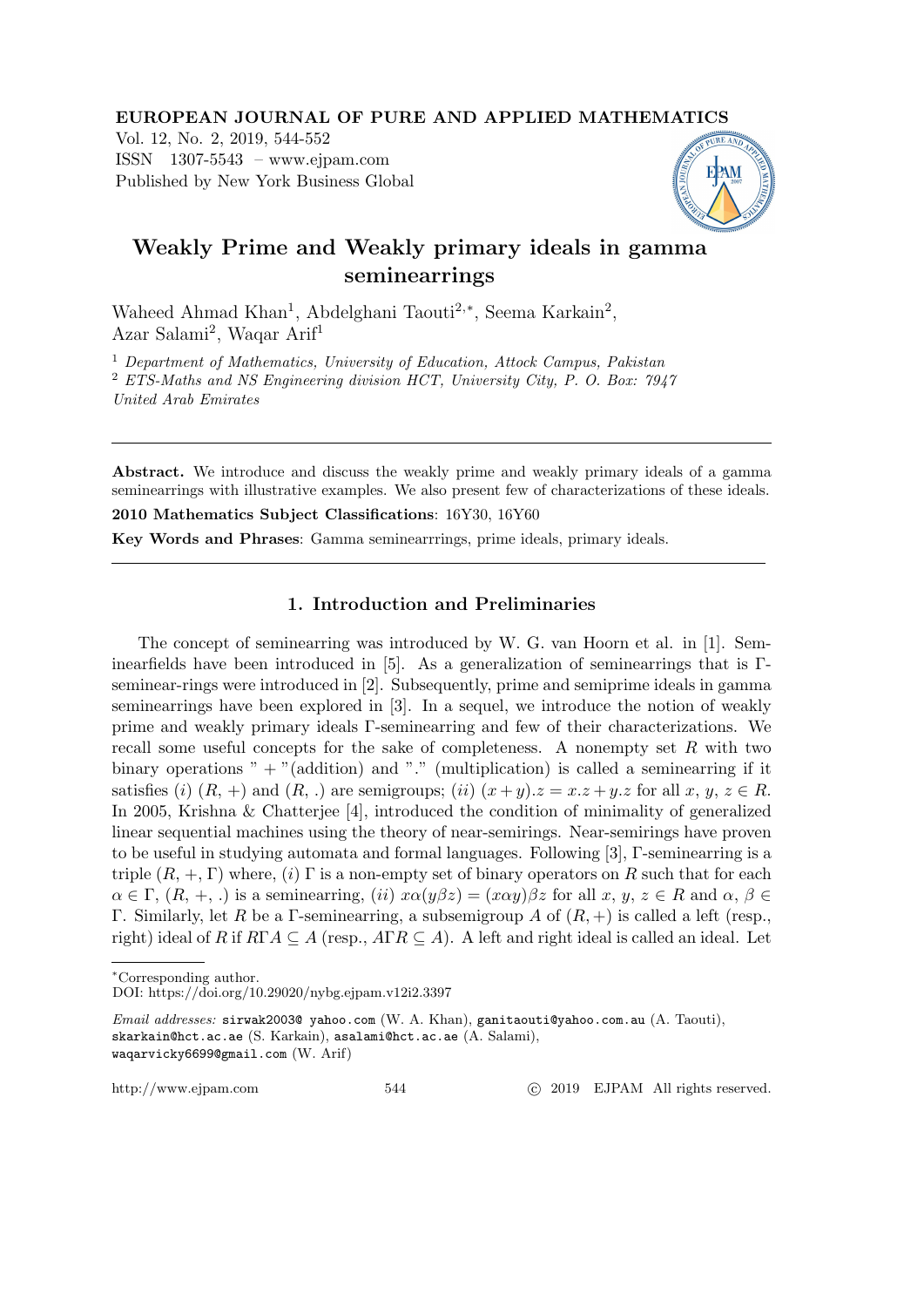EUROPEAN JOURNAL OF PURE AND APPLIED MATHEMATICS
Vol. 12, No. 2, 2019, 544-552
ISSN 1307-5543 – www.ejpam.com
Published by New York Business Global

# Weakly Prime and Weakly primary ideals in gamma seminearrings

Waheed Ahmad Khan[1], Abdelghani Taouti[2,*], Seema Karkain[2], Azar Salami[2], Waqar Arif[1]

[1] *Department of Mathematics, University of Education, Attock Campus, Pakistan*
[2] *ETS-Maths and NS Engineering division HCT, University City, P. O. Box: 7947 United Arab Emirates*

---

**Abstract.** We introduce and discuss the weakly prime and weakly primary ideals of a gamma seminearrings with illustrative examples. We also present few of characterizations of these ideals.

**2010 Mathematics Subject Classifications**: 16Y30, 16Y60

**Key Words and Phrases**: Gamma seminearrrings, prime ideals, primary ideals.

---

## 1. Introduction and Preliminaries

The concept of seminearring was introduced by W. G. van Hoorn et al. in [1]. Seminearfields have been introduced in [5]. As a generalization of seminearrings that is $\Gamma$-seminear-rings were introduced in [2]. Subsequently, prime and semiprime ideals in gamma seminearrings have been explored in [3]. In a sequel, we introduce the notion of weakly prime and weakly primary ideals $\Gamma$-seminearring and few of their characterizations. We recall some useful concepts for the sake of completeness. A nonempty set $R$ with two binary operations " + "(addition) and "." (multiplication) is called a seminearring if it satisfies $(i)$ $(R, +)$ and $(R, .)$ are semigroups; $(ii)$ $(x+y).z = x.z+y.z$ for all $x, y, z \in R$. In 2005, Krishna & Chatterjee [4], introduced the condition of minimality of generalized linear sequential machines using the theory of near-semirings. Near-semirings have proven to be useful in studying automata and formal languages. Following [3], $\Gamma$-seminearring is a triple $(R, +, \Gamma)$ where, $(i)$ $\Gamma$ is a non-empty set of binary operators on $R$ such that for each $\alpha \in \Gamma$, $(R, +, .)$ is a seminearring, $(ii)$ $x\alpha(y\beta z) = (x\alpha y)\beta z$ for all $x, y, z \in R$ and $\alpha, \beta \in \Gamma$. Similarly, let $R$ be a $\Gamma$-seminearring, a subsemigroup $A$ of $(R, +)$ is called a left (resp., right) ideal of $R$ if $R\Gamma A \subseteq A$ (resp., $A\Gamma R \subseteq A$). A left and right ideal is called an ideal. Let

---

*Corresponding author.
DOI: https://doi.org/10.29020/nybg.ejpam.v12i2.3397

*Email addresses:* sirwak2003@ yahoo.com (W. A. Khan), ganitaouti@yahoo.com.au (A. Taouti), skarkain@hct.ac.ae (S. Karkain), asalami@hct.ac.ae (A. Salami), waqarvicky6699@gmail.com (W. Arif)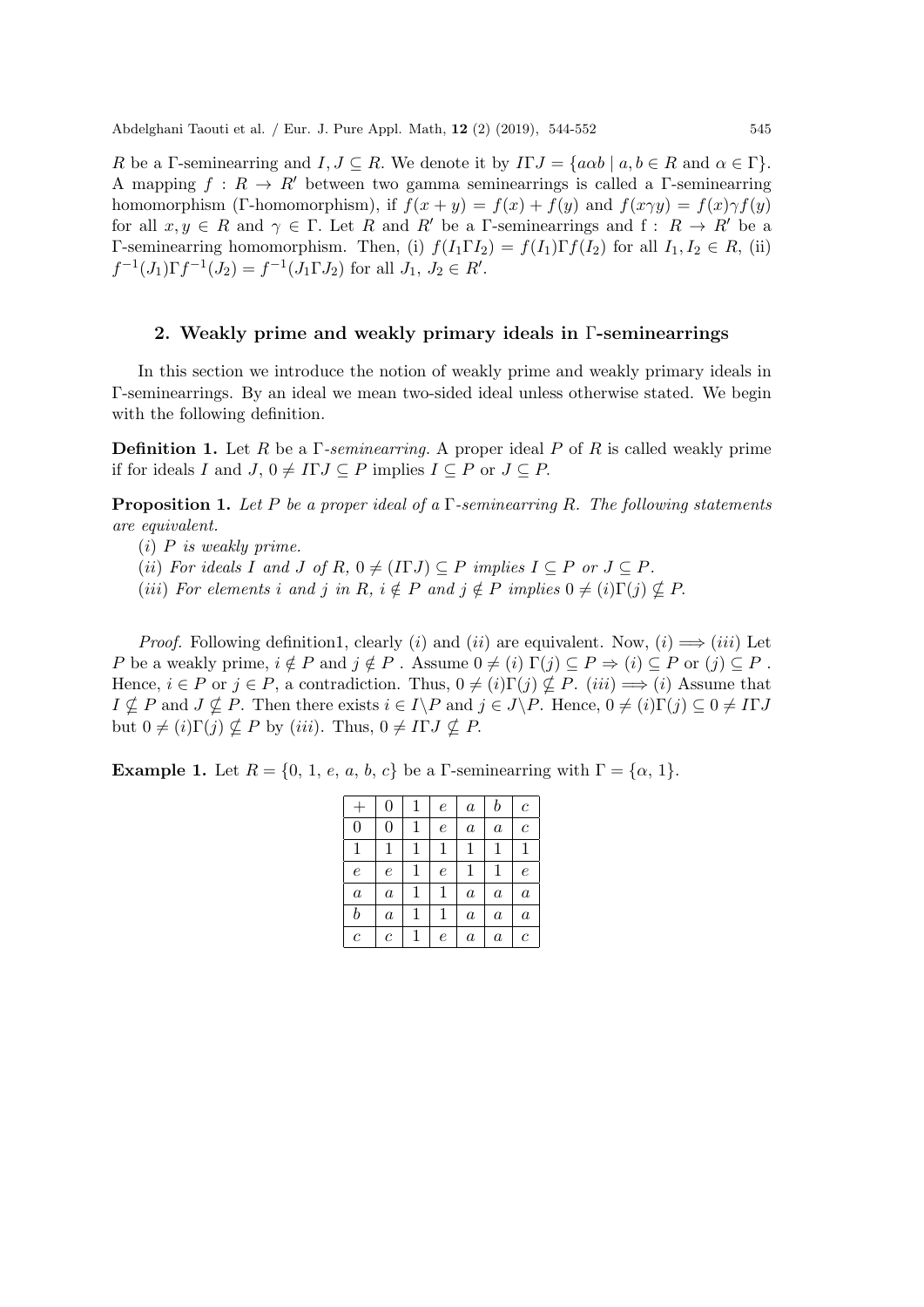$R$ be a $\Gamma$-seminearring and $I, J \subseteq R$. We denote it by $I\Gamma J = \{a\alpha b \mid a, b \in R \text{ and } \alpha \in \Gamma\}$. A mapping $f : R \to R'$ between two gamma seminearrings is called a $\Gamma$-seminearring homomorphism ($\Gamma$-homomorphism), if $f(x + y) = f(x) + f(y)$ and $f(x\gamma y) = f(x)\gamma f(y)$ for all $x, y \in R$ and $\gamma \in \Gamma$. Let $R$ and $R'$ be a $\Gamma$-seminearrings and f : $R \to R'$ be a $\Gamma$-seminearring homomorphism. Then, (i) $f(I_1\Gamma I_2) = f(I_1)\Gamma f(I_2)$ for all $I_1, I_2 \in R$, (ii) $f^{-1}(J_1)\Gamma f^{-1}(J_2) = f^{-1}(J_1\Gamma J_2)$ for all $J_1$, $J_2 \in R'$.

## 2. Weakly prime and weakly primary ideals in $\Gamma$-seminearrings

In this section we introduce the notion of weakly prime and weakly primary ideals in $\Gamma$-seminearrings. By an ideal we mean two-sided ideal unless otherwise stated. We begin with the following definition.

**Definition 1.** Let $R$ be a $\Gamma$-*seminearring.* A proper ideal $P$ of $R$ is called weakly prime if for ideals $I$ and $J$, $0 \neq I\Gamma J \subseteq P$ implies $I \subseteq P$ or $J \subseteq P$.

**Proposition 1.** *Let $P$ be a proper ideal of a $\Gamma$-seminearring $R$. The following statements are equivalent.*

($i$) *$P$ is weakly prime.*

($ii$) *For ideals $I$ and $J$ of $R$, $0 \neq (I\Gamma J) \subseteq P$ implies $I \subseteq P$ or $J \subseteq P$.*

($iii$) *For elements $i$ and $j$ in $R$, $i \notin P$ and $j \notin P$ implies $0 \neq (i)\Gamma(j) \nsubseteq P$.*

*Proof.* Following definition1, clearly ($i$) and ($ii$) are equivalent. Now, ($i$) $\Longrightarrow$ ($iii$) Let $P$ be a weakly prime, $i \notin P$ and $j \notin P$ . Assume $0 \neq (i)\ \Gamma(j) \subseteq P \Rightarrow (i) \subseteq P$ or $(j) \subseteq P$ . Hence, $i \in P$ or $j \in P$, a contradiction. Thus, $0 \neq (i)\Gamma(j) \nsubseteq P$. ($iii$) $\Longrightarrow$ ($i$) Assume that $I \nsubseteq P$ and $J \nsubseteq P$. Then there exists $i \in I\backslash P$ and $j \in J\backslash P$. Hence, $0 \neq (i)\Gamma(j) \subseteq 0 \neq I\Gamma J$ but $0 \neq (i)\Gamma(j) \nsubseteq P$ by ($iii$). Thus, $0 \neq I\Gamma J \nsubseteq P$.

**Example 1.** Let $R = \{0,\ 1,\ e,\ a,\ b,\ c\}$ be a $\Gamma$-seminearring with $\Gamma = \{\alpha,\ 1\}$.

| $+$ | $0$ | $1$ | $e$ | $a$ | $b$ | $c$ |
|---|---|---|---|---|---|---|
| $0$ | $0$ | $1$ | $e$ | $a$ | $a$ | $c$ |
| $1$ | $1$ | $1$ | $1$ | $1$ | $1$ | $1$ |
| $e$ | $e$ | $1$ | $e$ | $1$ | $1$ | $e$ |
| $a$ | $a$ | $1$ | $1$ | $a$ | $a$ | $a$ |
| $b$ | $a$ | $1$ | $1$ | $a$ | $a$ | $a$ |
| $c$ | $c$ | $1$ | $e$ | $a$ | $a$ | $c$ |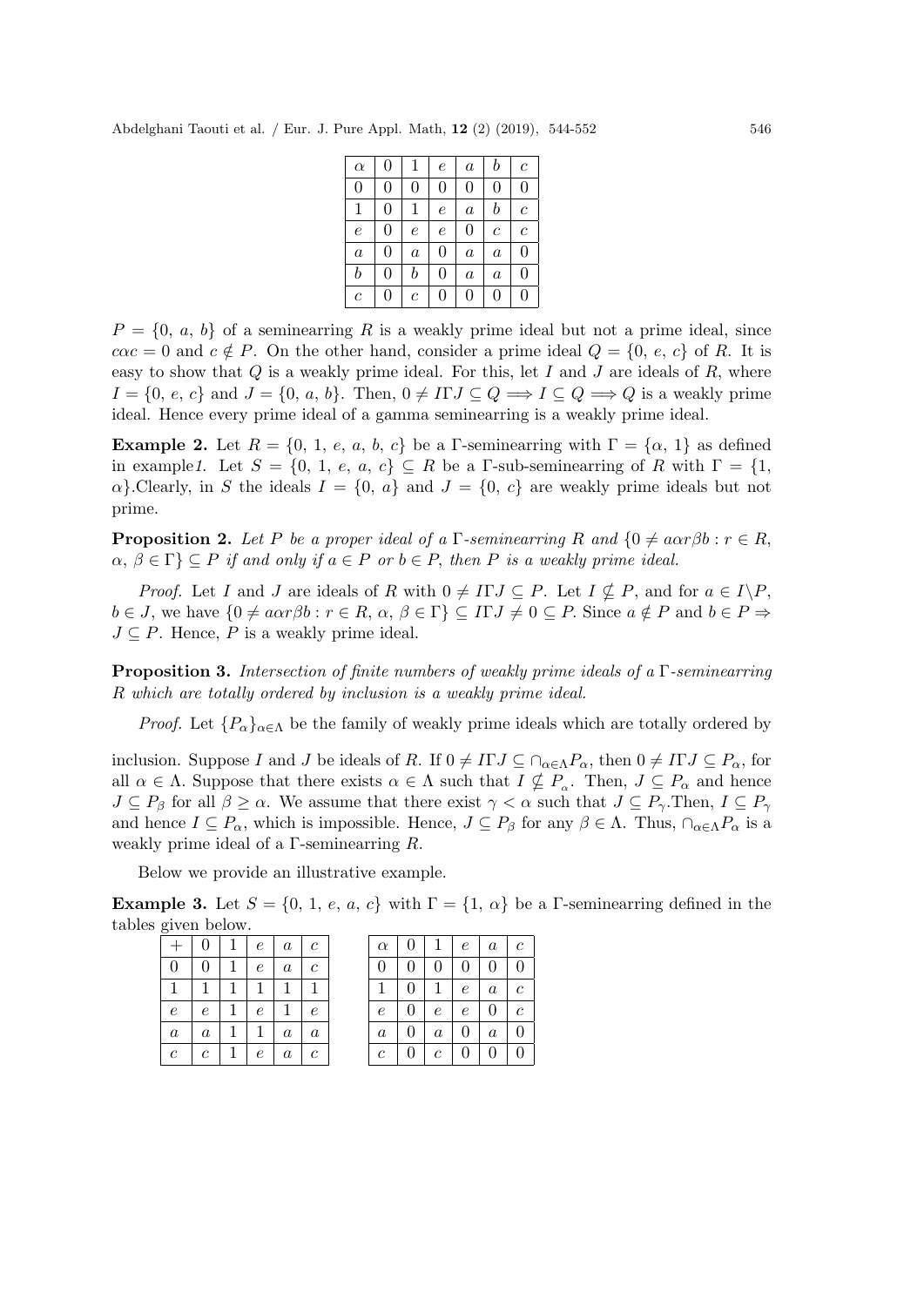| $\alpha$ | 0 | 1 | $e$ | $a$ | $b$ | $c$ |
|---|---|---|---|---|---|---|
| 0 | 0 | 0 | 0 | 0 | 0 | 0 |
| 1 | 0 | 1 | $e$ | $a$ | $b$ | $c$ |
| $e$ | 0 | $e$ | $e$ | 0 | $c$ | $c$ |
| $a$ | 0 | $a$ | 0 | $a$ | $a$ | 0 |
| $b$ | 0 | $b$ | 0 | $a$ | $a$ | 0 |
| $c$ | 0 | $c$ | 0 | 0 | 0 | 0 |

$P = \{0,\ a,\ b\}$ of a seminearring $R$ is a weakly prime ideal but not a prime ideal, since $c\alpha c = 0$ and $c \notin P$. On the other hand, consider a prime ideal $Q = \{0,\ e,\ c\}$ of $R$. It is easy to show that $Q$ is a weakly prime ideal. For this, let $I$ and $J$ are ideals of $R$, where $I = \{0,\ e,\ c\}$ and $J = \{0,\ a,\ b\}$. Then, $0 \neq I\Gamma J \subseteq Q \Longrightarrow I \subseteq Q \Longrightarrow Q$ is a weakly prime ideal. Hence every prime ideal of a gamma seminearring is a weakly prime ideal.

**Example 2.** Let $R = \{0,\ 1,\ e,\ a,\ b,\ c\}$ be a $\Gamma$-seminearring with $\Gamma = \{\alpha,\ 1\}$ as defined in example*1*. Let $S = \{0,\ 1,\ e,\ a,\ c\} \subseteq R$ be a $\Gamma$-sub-seminearring of $R$ with $\Gamma = \{1,\ \alpha\}$.Clearly, in $S$ the ideals $I = \{0,\ a\}$ and $J = \{0,\ c\}$ are weakly prime ideals but not prime.

**Proposition 2.** *Let $P$ be a proper ideal of a $\Gamma$-seminearring $R$ and $\{0 \neq a\alpha r\beta b : r \in R,\ \alpha,\ \beta \in \Gamma\} \subseteq P$ if and only if $a \in P$ or $b \in P$, then $P$ is a weakly prime ideal.*

*Proof.* Let $I$ and $J$ are ideals of $R$ with $0 \neq I\Gamma J \subseteq P$. Let $I \nsubseteq P$, and for $a \in I \backslash P$, $b \in J$, we have $\{0 \neq a\alpha r\beta b : r \in R,\ \alpha,\ \beta \in \Gamma\} \subseteq I\Gamma J \neq 0 \subseteq P$. Since $a \notin P$ and $b \in P \Rightarrow J \subseteq P$. Hence, $P$ is a weakly prime ideal.

**Proposition 3.** *Intersection of finite numbers of weakly prime ideals of a $\Gamma$-seminearring $R$ which are totally ordered by inclusion is a weakly prime ideal.*

*Proof.* Let $\{P_\alpha\}_{\alpha\in\Lambda}$ be the family of weakly prime ideals which are totally ordered by inclusion. Suppose $I$ and $J$ be ideals of $R$. If $0 \neq I\Gamma J \subseteq \cap_{\alpha\in\Lambda} P_\alpha$, then $0 \neq I\Gamma J \subseteq P_\alpha$, for all $\alpha \in \Lambda$. Suppose that there exists $\alpha \in \Lambda$ such that $I \nsubseteq P_\alpha$. Then, $J \subseteq P_\alpha$ and hence $J \subseteq P_\beta$ for all $\beta \geq \alpha$. We assume that there exist $\gamma < \alpha$ such that $J \subseteq P_\gamma$.Then, $I \subseteq P_\gamma$ and hence $I \subseteq P_\alpha$, which is impossible. Hence, $J \subseteq P_\beta$ for any $\beta \in \Lambda$. Thus, $\cap_{\alpha\in\Lambda} P_\alpha$ is a weakly prime ideal of a $\Gamma$-seminearring $R$.

Below we provide an illustrative example.

**Example 3.** Let $S = \{0,\ 1,\ e,\ a,\ c\}$ with $\Gamma = \{1,\ \alpha\}$ be a $\Gamma$-seminearring defined in the tables given below.

| $+$ | 0 | 1 | $e$ | $a$ | $c$ |
|---|---|---|---|---|---|
| 0 | 0 | 1 | $e$ | $a$ | $c$ |
| 1 | 1 | 1 | 1 | 1 | 1 |
| $e$ | $e$ | 1 | $e$ | 1 | $e$ |
| $a$ | $a$ | 1 | 1 | $a$ | $a$ |
| $c$ | $c$ | 1 | $e$ | $a$ | $c$ |

| $\alpha$ | 0 | 1 | $e$ | $a$ | $c$ |
|---|---|---|---|---|---|
| 0 | 0 | 0 | 0 | 0 | 0 |
| 1 | 0 | 1 | $e$ | $a$ | $c$ |
| $e$ | 0 | $e$ | $e$ | 0 | $c$ |
| $a$ | 0 | $a$ | 0 | $a$ | 0 |
| $c$ | 0 | $c$ | 0 | 0 | 0 |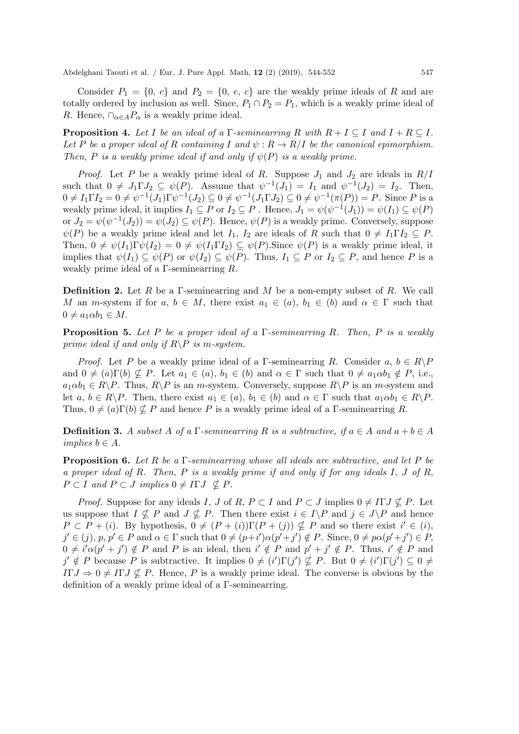Consider $P_1 = \{0, c\}$ and $P_2 = \{0, e, c\}$ are the weakly prime ideals of $R$ and are totally ordered by inclusion as well. Since, $P_1 \cap P_2 = P_1$, which is a weakly prime ideal of $R$. Hence, $\cap_{\alpha \in A} P_\alpha$ is a weakly prime ideal.

**Proposition 4.** *Let $I$ be an ideal of a $\Gamma$-seminearring $R$ with $R + I \subseteq I$ and $I + R \subseteq I$. Let $P$ be a proper ideal of $R$ containing $I$ and $\psi : R \to R/I$ be the canonical epimorphism. Then, $P$ is a weakly prime ideal if and only if $\psi(P)$ is a weakly prime.*

*Proof.* Let $P$ be a weakly prime ideal of $R$. Suppose $J_1$ and $J_2$ are ideals in $R/I$ such that $0 \neq J_1 \Gamma J_2 \subseteq \psi(P)$. Assume that $\psi^{-1}(J_1) = I_1$ and $\psi^{-1}(J_2) = I_2$. Then, $0 \neq I_1 \Gamma I_2 = 0 \neq \psi^{-1}(J_1)\Gamma\psi^{-1}(J_2) \subseteq 0 \neq \psi^{-1}(J_1 \Gamma J_2) \subseteq 0 \neq \psi^{-1}(\pi(P)) = P$. Since $P$ is a weakly prime ideal, it implies $I_1 \subseteq P$ or $I_2 \subseteq P$ . Hence, $J_1 = \psi(\psi^{-1}(J_1)) = \psi(I_1) \subseteq \psi(P)$ or $J_2 = \psi(\psi^{-1}(J_2)) = \psi(J_2) \subseteq \psi(P)$. Hence, $\psi(P)$ is a weakly prime. Conversely, suppose $\psi(P)$ be a weakly prime ideal and let $I_1$, $I_2$ are ideals of $R$ such that $0 \neq I_1 \Gamma I_2 \subseteq P$. Then, $0 \neq \psi(I_1)\Gamma\psi(I_2) = 0 \neq \psi(I_1 \Gamma I_2) \subseteq \psi(P)$.Since $\psi(P)$ is a weakly prime ideal, it implies that $\psi(I_1) \subseteq \psi(P)$ or $\psi(I_2) \subseteq \psi(P)$. Thus, $I_1 \subseteq P$ or $I_2 \subseteq P$, and hence $P$ is a weakly prime ideal of a $\Gamma$-seminearring $R$.

**Definition 2.** Let $R$ be a $\Gamma$-seminearring and $M$ be a non-empty subset of $R$. We call $M$ an $m$-system if for $a$, $b \in M$, there exist $a_1 \in (a)$, $b_1 \in (b)$ and $\alpha \in \Gamma$ such that $0 \neq a_1 \alpha b_1 \in M$.

**Proposition 5.** *Let $P$ be a proper ideal of a $\Gamma$-seminearring $R$. Then, $P$ is a weakly prime ideal if and only if $R \backslash P$ is $m$-system.*

*Proof.* Let $P$ be a weakly prime ideal of a $\Gamma$-seminearring $R$. Consider $a$, $b \in R \backslash P$ and $0 \neq (a)\Gamma(b) \nsubseteq P$. Let $a_1 \in (a)$, $b_1 \in (b)$ and $\alpha \in \Gamma$ such that $0 \neq a_1 \alpha b_1 \notin P$, i.e., $a_1 \alpha b_1 \in R \backslash P$. Thus, $R \backslash P$ is an $m$-system. Conversely, suppose $R \backslash P$ is an $m$-system and let $a$, $b \in R \backslash P$. Then, there exist $a_1 \in (a)$, $b_1 \in (b)$ and $\alpha \in \Gamma$ such that $a_1 \alpha b_1 \in R \backslash P$. Thus, $0 \neq (a)\Gamma(b) \nsubseteq P$ and hence $P$ is a weakly prime ideal of a $\Gamma$-seminearring $R$.

**Definition 3.** *A subset $A$ of a $\Gamma$-seminearring $R$ is a subtractive, if $a \in A$ and $a + b \in A$ implies $b \in A$.*

**Proposition 6.** *Let $R$ be a $\Gamma$-seminearring whose all ideals are subtractive, and let $P$ be a proper ideal of $R$. Then, $P$ is a weakly prime if and only if for any ideals $I$, $J$ of $R$, $P \subset I$ and $P \subset J$ implies $0 \neq I \Gamma J \nsubseteq P$.*

*Proof.* Suppose for any ideals $I$, $J$ of $R$, $P \subset I$ and $P \subset J$ implies $0 \neq I \Gamma J \nsubseteq P$. Let us suppose that $I \nsubseteq P$ and $J \nsubseteq P$. Then there exist $i \in I \backslash P$ and $j \in J \backslash P$ and hence $P \subset P + (i)$. By hypothesis, $0 \neq (P + (i))\Gamma(P + (j)) \nsubseteq P$ and so there exist $i' \in (i)$, $j' \in (j)$, $p, p' \in P$ and $\alpha \in \Gamma$ such that $0 \neq (p+i')\alpha(p'+j') \notin P$. Since, $0 \neq p\alpha(p'+j') \in P$, $0 \neq i'\alpha(p' + j') \notin P$ and $P$ is an ideal, then $i' \notin P$ and $p' + j' \notin P$. Thus, $i' \notin P$ and $j' \notin P$ because $P$ is subtractive. It implies $0 \neq (i')\Gamma(j') \nsubseteq P$. But $0 \neq (i')\Gamma(j') \subseteq 0 \neq I \Gamma J \Rightarrow 0 \neq I \Gamma J \nsubseteq P$. Hence, $P$ is a weakly prime ideal. The converse is obvious by the definition of a weakly prime ideal of a $\Gamma$-seminearring.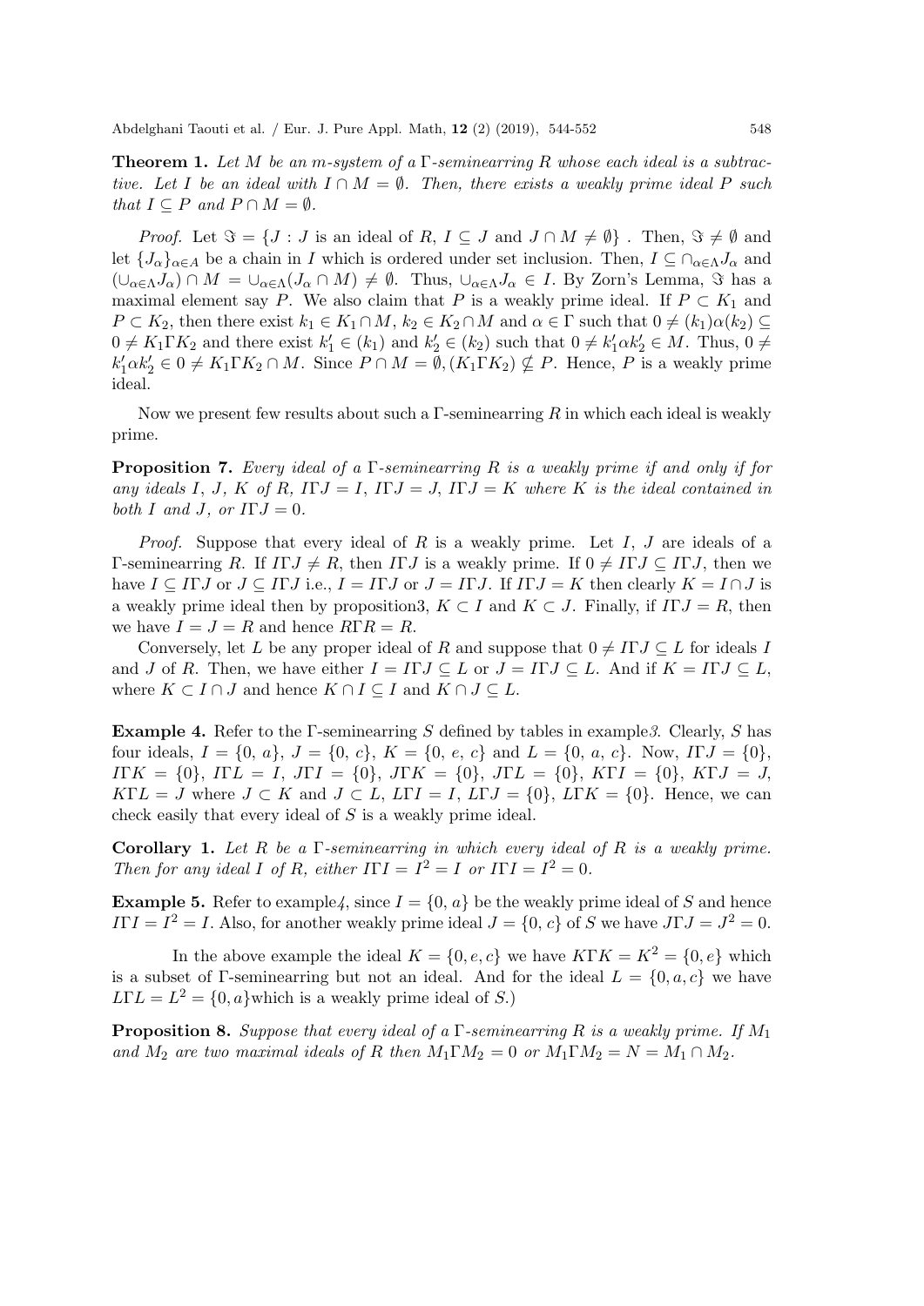**Theorem 1.** *Let $M$ be an $m$-system of a $\Gamma$-seminearring $R$ whose each ideal is a subtractive. Let $I$ be an ideal with $I \cap M = \emptyset$. Then, there exists a weakly prime ideal $P$ such that $I \subseteq P$ and $P \cap M = \emptyset$.*

*Proof.* Let $\Im = \{J : J$ is an ideal of $R$, $I \subseteq J$ and $J \cap M \neq \emptyset\}$ . Then, $\Im \neq \emptyset$ and let $\{J_\alpha\}_{\alpha \in A}$ be a chain in $I$ which is ordered under set inclusion. Then, $I \subseteq \cap_{\alpha \in \Lambda} J_\alpha$ and $(\cup_{\alpha \in \Lambda} J_\alpha) \cap M = \cup_{\alpha \in \Lambda}(J_\alpha \cap M) \neq \emptyset$. Thus, $\cup_{\alpha \in \Lambda} J_\alpha \in I$. By Zorn's Lemma, $\Im$ has a maximal element say $P$. We also claim that $P$ is a weakly prime ideal. If $P \subset K_1$ and $P \subset K_2$, then there exist $k_1 \in K_1 \cap M$, $k_2 \in K_2 \cap M$ and $\alpha \in \Gamma$ such that $0 \neq (k_1)\alpha(k_2) \subseteq 0 \neq K_1 \Gamma K_2$ and there exist $k_1' \in (k_1)$ and $k_2' \in (k_2)$ such that $0 \neq k_1' \alpha k_2' \in M$. Thus, $0 \neq k_1' \alpha k_2' \in 0 \neq K_1 \Gamma K_2 \cap M$. Since $P \cap M = \emptyset, (K_1 \Gamma K_2) \nsubseteq P$. Hence, $P$ is a weakly prime ideal.

Now we present few results about such a $\Gamma$-seminearring $R$ in which each ideal is weakly prime.

**Proposition 7.** *Every ideal of a $\Gamma$-seminearring $R$ is a weakly prime if and only if for any ideals $I$, $J$, $K$ of $R$, $I\Gamma J = I$, $I\Gamma J = J$, $I\Gamma J = K$ where $K$ is the ideal contained in both $I$ and $J$, or $I\Gamma J = 0$.*

*Proof.* Suppose that every ideal of $R$ is a weakly prime. Let $I$, $J$ are ideals of a $\Gamma$-seminearring $R$. If $I\Gamma J \neq R$, then $I\Gamma J$ is a weakly prime. If $0 \neq I\Gamma J \subseteq I\Gamma J$, then we have $I \subseteq I\Gamma J$ or $J \subseteq I\Gamma J$ i.e., $I = I\Gamma J$ or $J = I\Gamma J$. If $I\Gamma J = K$ then clearly $K = I \cap J$ is a weakly prime ideal then by proposition3, $K \subset I$ and $K \subset J$. Finally, if $I\Gamma J = R$, then we have $I = J = R$ and hence $R\Gamma R = R$.

Conversely, let $L$ be any proper ideal of $R$ and suppose that $0 \neq I\Gamma J \subseteq L$ for ideals $I$ and $J$ of $R$. Then, we have either $I = I\Gamma J \subseteq L$ or $J = I\Gamma J \subseteq L$. And if $K = I\Gamma J \subseteq L$, where $K \subset I \cap J$ and hence $K \cap I \subseteq I$ and $K \cap J \subseteq L$.

**Example 4.** Refer to the $\Gamma$-seminearring $S$ defined by tables in example*3*. Clearly, $S$ has four ideals, $I = \{0,\, a\}$, $J = \{0,\, c\}$, $K = \{0,\, e,\, c\}$ and $L = \{0,\, a,\, c\}$. Now, $I\Gamma J = \{0\}$, $I\Gamma K = \{0\}$, $I\Gamma L = I$, $J\Gamma I = \{0\}$, $J\Gamma K = \{0\}$, $J\Gamma L = \{0\}$, $K\Gamma I = \{0\}$, $K\Gamma J = J$, $K\Gamma L = J$ where $J \subset K$ and $J \subset L$, $L\Gamma I = I$, $L\Gamma J = \{0\}$, $L\Gamma K = \{0\}$. Hence, we can check easily that every ideal of $S$ is a weakly prime ideal.

**Corollary 1.** *Let $R$ be a $\Gamma$-seminearring in which every ideal of $R$ is a weakly prime. Then for any ideal $I$ of $R$, either $I\Gamma I = I^2 = I$ or $I\Gamma I = I^2 = 0$.*

**Example 5.** Refer to example*4*, since $I = \{0,\, a\}$ be the weakly prime ideal of $S$ and hence $I\Gamma I = I^2 = I$. Also, for another weakly prime ideal $J = \{0,\, c\}$ of $S$ we have $J\Gamma J = J^2 = 0$.

In the above example the ideal $K = \{0, e, c\}$ we have $K\Gamma K = K^2 = \{0, e\}$ which is a subset of $\Gamma$-seminearring but not an ideal. And for the ideal $L = \{0, a, c\}$ we have $L\Gamma L = L^2 = \{0, a\}$which is a weakly prime ideal of $S$.)

**Proposition 8.** *Suppose that every ideal of a $\Gamma$-seminearring $R$ is a weakly prime. If $M_1$ and $M_2$ are two maximal ideals of $R$ then $M_1\Gamma M_2 = 0$ or $M_1\Gamma M_2 = N = M_1 \cap M_2$.*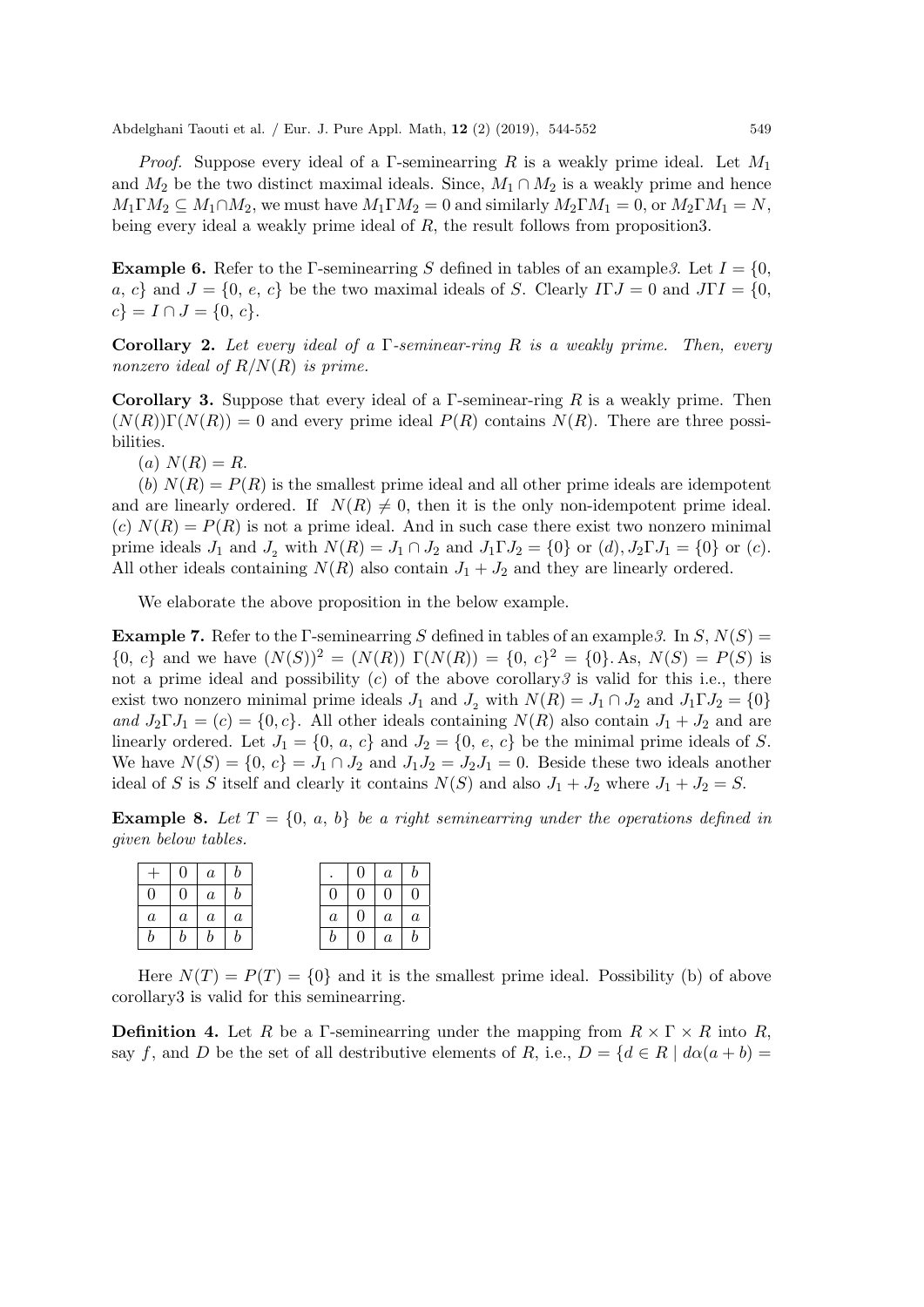*Proof.* Suppose every ideal of a Γ-seminearring $R$ is a weakly prime ideal. Let $M_1$ and $M_2$ be the two distinct maximal ideals. Since, $M_1 \cap M_2$ is a weakly prime and hence $M_1 \Gamma M_2 \subseteq M_1 \cap M_2$, we must have $M_1 \Gamma M_2 = 0$ and similarly $M_2 \Gamma M_1 = 0$, or $M_2 \Gamma M_1 = N$, being every ideal a weakly prime ideal of $R$, the result follows from proposition3.

**Example 6.** Refer to the Γ-seminearring $S$ defined in tables of an example*3*. Let $I = \{0, a, c\}$ and $J = \{0, e, c\}$ be the two maximal ideals of $S$. Clearly $I\Gamma J = 0$ and $J \Gamma I = \{0, c\} = I \cap J = \{0, c\}$.

**Corollary 2.** *Let every ideal of a Γ-seminear-ring $R$ is a weakly prime. Then, every nonzero ideal of $R/N(R)$ is prime.*

**Corollary 3.** Suppose that every ideal of a Γ-seminear-ring $R$ is a weakly prime. Then $(N(R))\Gamma(N(R)) = 0$ and every prime ideal $P(R)$ contains $N(R)$. There are three possibilities.

$(a)$ $N(R) = R$.

$(b)$ $N(R) = P(R)$ is the smallest prime ideal and all other prime ideals are idempotent and are linearly ordered. If $N(R) \neq 0$, then it is the only non-idempotent prime ideal.
$(c)$ $N(R) = P(R)$ is not a prime ideal. And in such case there exist two nonzero minimal prime ideals $J_1$ and $J_2$ with $N(R) = J_1 \cap J_2$ and $J_1 \Gamma J_2 = \{0\}$ or $(d), J_2 \Gamma J_1 = \{0\}$ or $(c)$. All other ideals containing $N(R)$ also contain $J_1 + J_2$ and they are linearly ordered.

We elaborate the above proposition in the below example.

**Example 7.** Refer to the Γ-seminearring $S$ defined in tables of an example*3*. In $S$, $N(S) = \{0, c\}$ and we have $(N(S))^2 = (N(R))\ \Gamma(N(R)) = \{0, c\}^2 = \{0\}$. As, $N(S) = P(S)$ is not a prime ideal and possibility $(c)$ of the above corollary*3* is valid for this i.e., there exist two nonzero minimal prime ideals $J_1$ and $J_2$ with $N(R) = J_1 \cap J_2$ and $J_1 \Gamma J_2 = \{0\}$ *and* $J_2 \Gamma J_1 = (c) = \{0, c\}$. All other ideals containing $N(R)$ also contain $J_1 + J_2$ and are linearly ordered. Let $J_1 = \{0, a, c\}$ and $J_2 = \{0, e, c\}$ be the minimal prime ideals of $S$. We have $N(S) = \{0, c\} = J_1 \cap J_2$ and $J_1 J_2 = J_2 J_1 = 0$. Beside these two ideals another ideal of $S$ is $S$ itself and clearly it contains $N(S)$ and also $J_1 + J_2$ where $J_1 + J_2 = S$.

**Example 8.** *Let $T = \{0, a, b\}$ be a right seminearring under the operations defined in given below tables.*

| $+$ | $0$ | $a$ | $b$ |
|---|---|---|---|
| $0$ | $0$ | $a$ | $b$ |
| $a$ | $a$ | $a$ | $a$ |
| $b$ | $b$ | $b$ | $b$ |

| $\cdot$ | $0$ | $a$ | $b$ |
|---|---|---|---|
| $0$ | $0$ | $0$ | $0$ |
| $a$ | $0$ | $a$ | $a$ |
| $b$ | $0$ | $a$ | $b$ |

Here $N(T) = P(T) = \{0\}$ and it is the smallest prime ideal. Possibility (b) of above corollary3 is valid for this seminearring.

**Definition 4.** Let $R$ be a Γ-seminearring under the mapping from $R \times \Gamma \times R$ into $R$, say $f$, and $D$ be the set of all destributive elements of $R$, i.e., $D = \{d \in R \mid d\alpha(a + b) =$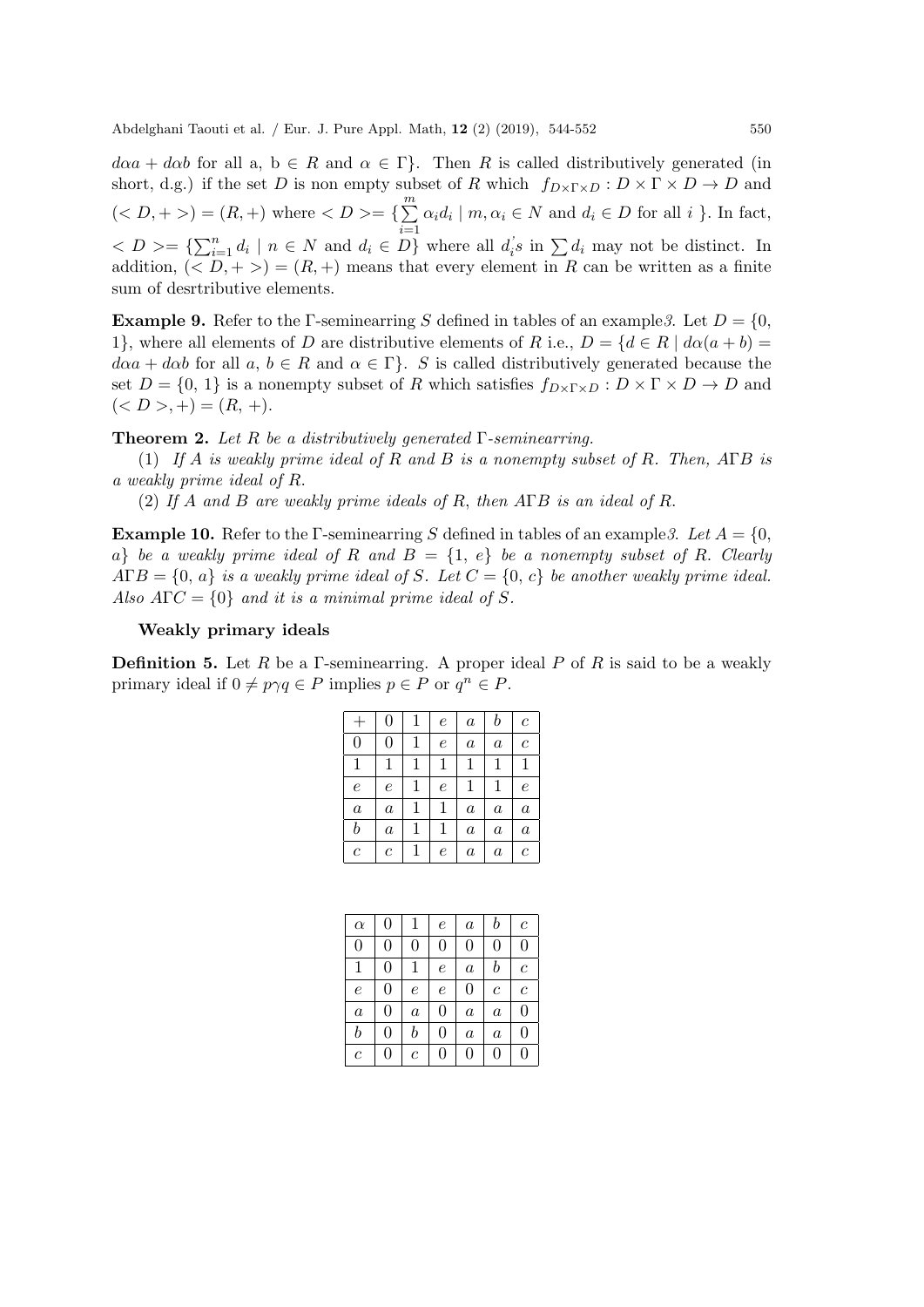$d\alpha a + d\alpha b$ for all a, b $\in R$ and $\alpha \in \Gamma$}. Then $R$ is called distributively generated (in short, d.g.) if the set $D$ is non empty subset of $R$ which $f_{D\times\Gamma\times D} : D \times \Gamma \times D \to D$ and $(< D, + >) = (R, +)$ where $< D >= \{\sum_{i=1}^{m} \alpha_i d_i \mid m, \alpha_i \in N$ and $d_i \in D$ for all $i$ }. In fact, $< D >= \{\sum_{i=1}^{n} d_i \mid n \in N$ and $d_i \in D\}$ where all $d_i^{'}s$ in $\sum d_i$ may not be distinct. In addition, $(< D, + >) = (R, +)$ means that every element in $R$ can be written as a finite sum of desrtributive elements.

**Example 9.** Refer to the Γ-seminearring $S$ defined in tables of an example*3*. Let $D = \{0, 1\}$, where all elements of $D$ are distributive elements of $R$ i.e., $D = \{d \in R \mid d\alpha(a + b) = d\alpha a + d\alpha b$ for all $a$, $b \in R$ and $\alpha \in \Gamma\}$. $S$ is called distributively generated because the set $D = \{0, 1\}$ is a nonempty subset of $R$ which satisfies $f_{D\times\Gamma\times D} : D \times \Gamma \times D \to D$ and $(< D >, +) = (R, +)$.

**Theorem 2.** *Let $R$ be a distributively generated Γ-seminearring.*

(1) *If $A$ is weakly prime ideal of $R$ and $B$ is a nonempty subset of $R$. Then, $A\Gamma B$ is a weakly prime ideal of $R$.*

(2) *If $A$ and $B$ are weakly prime ideals of $R$, then $A\Gamma B$ is an ideal of $R$.*

**Example 10.** Refer to the Γ-seminearring $S$ defined in tables of an example*3. Let $A = \{0, a\}$ be a weakly prime ideal of $R$ and $B = \{1, e\}$ be a nonempty subset of $R$. Clearly $A\Gamma B = \{0, a\}$ is a weakly prime ideal of $S$. Let $C = \{0, c\}$ be another weakly prime ideal. Also $A\Gamma C = \{0\}$ and it is a minimal prime ideal of $S$.*

**Weakly primary ideals**

**Definition 5.** Let $R$ be a Γ-seminearring. A proper ideal $P$ of $R$ is said to be a weakly primary ideal if $0 \neq p\gamma q \in P$ implies $p \in P$ or $q^n \in P$.

| $+$ | $0$ | $1$ | $e$ | $a$ | $b$ | $c$ |
|---|---|---|---|---|---|---|
| $0$ | $0$ | $1$ | $e$ | $a$ | $a$ | $c$ |
| $1$ | $1$ | $1$ | $1$ | $1$ | $1$ | $1$ |
| $e$ | $e$ | $1$ | $e$ | $1$ | $1$ | $e$ |
| $a$ | $a$ | $1$ | $1$ | $a$ | $a$ | $a$ |
| $b$ | $a$ | $1$ | $1$ | $a$ | $a$ | $a$ |
| $c$ | $c$ | $1$ | $e$ | $a$ | $a$ | $c$ |

| $\alpha$ | $0$ | $1$ | $e$ | $a$ | $b$ | $c$ |
|---|---|---|---|---|---|---|
| $0$ | $0$ | $0$ | $0$ | $0$ | $0$ | $0$ |
| $1$ | $0$ | $1$ | $e$ | $a$ | $b$ | $c$ |
| $e$ | $0$ | $e$ | $e$ | $0$ | $c$ | $c$ |
| $a$ | $0$ | $a$ | $0$ | $a$ | $a$ | $0$ |
| $b$ | $0$ | $b$ | $0$ | $a$ | $a$ | $0$ |
| $c$ | $0$ | $c$ | $0$ | $0$ | $0$ | $0$ |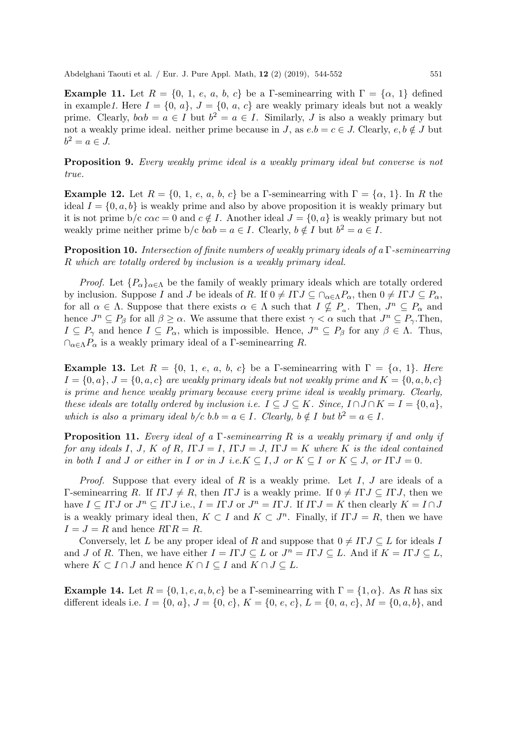**Example 11.** Let $R = \{0, 1, e, a, b, c\}$ be a $\Gamma$-seminearring with $\Gamma = \{\alpha, 1\}$ defined in example*1*. Here $I = \{0, a\}$, $J = \{0, a, c\}$ are weakly primary ideals but not a weakly prime. Clearly, $b\alpha b = a \in I$ but $b^2 = a \in I$. Similarly, $J$ is also a weakly primary but not a weakly prime ideal. neither prime because in $J$, as $e.b = c \in J$. Clearly, $e, b \notin J$ but $b^2 = a \in J$.

**Proposition 9.** *Every weakly prime ideal is a weakly primary ideal but converse is not true.*

**Example 12.** Let $R = \{0, 1, e, a, b, c\}$ be a $\Gamma$-seminearring with $\Gamma = \{\alpha, 1\}$. In $R$ the ideal $I = \{0, a, b\}$ is weakly prime and also by above proposition it is weakly primary but it is not prime b/c $c\alpha c = 0$ and $c \notin I$. Another ideal $J = \{0, a\}$ is weakly primary but not weakly prime neither prime b/c $b\alpha b = a \in I$. Clearly, $b \notin I$ but $b^2 = a \in I$.

**Proposition 10.** *Intersection of finite numbers of weakly primary ideals of a* $\Gamma$*-seminearring* $R$ *which are totally ordered by inclusion is a weakly primary ideal.*

*Proof.* Let $\{P_\alpha\}_{\alpha\in\Lambda}$ be the family of weakly primary ideals which are totally ordered by inclusion. Suppose $I$ and $J$ be ideals of $R$. If $0 \neq I\Gamma J \subseteq \cap_{\alpha\in\Lambda} P_\alpha$, then $0 \neq I\Gamma J \subseteq P_\alpha$, for all $\alpha \in \Lambda$. Suppose that there exists $\alpha \in \Lambda$ such that $I \nsubseteq P_\alpha$. Then, $J^n \subseteq P_\alpha$ and hence $J^n \subseteq P_\beta$ for all $\beta \geq \alpha$. We assume that there exist $\gamma < \alpha$ such that $J^n \subseteq P_\gamma$.Then, $I \subseteq P_\gamma$ and hence $I \subseteq P_\alpha$, which is impossible. Hence, $J^n \subseteq P_\beta$ for any $\beta \in \Lambda$. Thus, $\cap_{\alpha\in\Lambda} P_\alpha$ is a weakly primary ideal of a $\Gamma$-seminearring $R$.

**Example 13.** *Let* $R = \{0, 1, e, a, b, c\}$ *be a* $\Gamma$*-seminearring with* $\Gamma = \{\alpha, 1\}$*. Here* $I = \{0, a\}$*,* $J = \{0, a, c\}$ *are weakly primary ideals but not weakly prime and* $K = \{0, a, b, c\}$ *is prime and hence weakly primary because every prime ideal is weakly primary. Clearly, these ideals are totally ordered by inclusion i.e.* $I \subseteq J \subseteq K$*. Since,* $I \cap J \cap K = I = \{0, a\}$*, which is also a primary ideal b/c* $b.b = a \in I$*. Clearly,* $b \notin I$ *but* $b^2 = a \in I$*.*

**Proposition 11.** *Every ideal of a* $\Gamma$*-seminearring* $R$ *is a weakly primary if and only if for any ideals* $I$*,* $J$*,* $K$ *of* $R$*,* $I\Gamma J = I$*,* $I\Gamma J = J$*,* $I\Gamma J = K$ *where* $K$ *is the ideal contained in both* $I$ *and* $J$ *or either in* $I$ *or in* $J$ *i.e.*$K \subseteq I, J$ *or* $K \subseteq I$ *or* $K \subseteq J$*, or* $I\Gamma J = 0$*.*

*Proof.* Suppose that every ideal of $R$ is a weakly prime. Let $I$, $J$ are ideals of a $\Gamma$-seminearring $R$. If $I\Gamma J \neq R$, then $I\Gamma J$ is a weakly prime. If $0 \neq I\Gamma J \subseteq I\Gamma J$, then we have $I \subseteq I\Gamma J$ or $J^n \subseteq I\Gamma J$ i.e., $I = I\Gamma J$ or $J^n = I\Gamma J$. If $I\Gamma J = K$ then clearly $K = I \cap J$ is a weakly primary ideal then, $K \subset I$ and $K \subset J^n$. Finally, if $I\Gamma J = R$, then we have $I = J = R$ and hence $R\Gamma R = R$.

Conversely, let $L$ be any proper ideal of $R$ and suppose that $0 \neq I\Gamma J \subseteq L$ for ideals $I$ and $J$ of $R$. Then, we have either $I = I\Gamma J \subseteq L$ or $J^n = I\Gamma J \subseteq L$. And if $K = I\Gamma J \subseteq L$, where $K \subset I \cap J$ and hence $K \cap I \subseteq I$ and $K \cap J \subseteq L$.

**Example 14.** Let $R = \{0, 1, e, a, b, c\}$ be a $\Gamma$-seminearring with $\Gamma = \{1, \alpha\}$. As $R$ has six different ideals i.e. $I = \{0, a\}$, $J = \{0, c\}$, $K = \{0, e, c\}$, $L = \{0, a, c\}$, $M = \{0, a, b\}$, and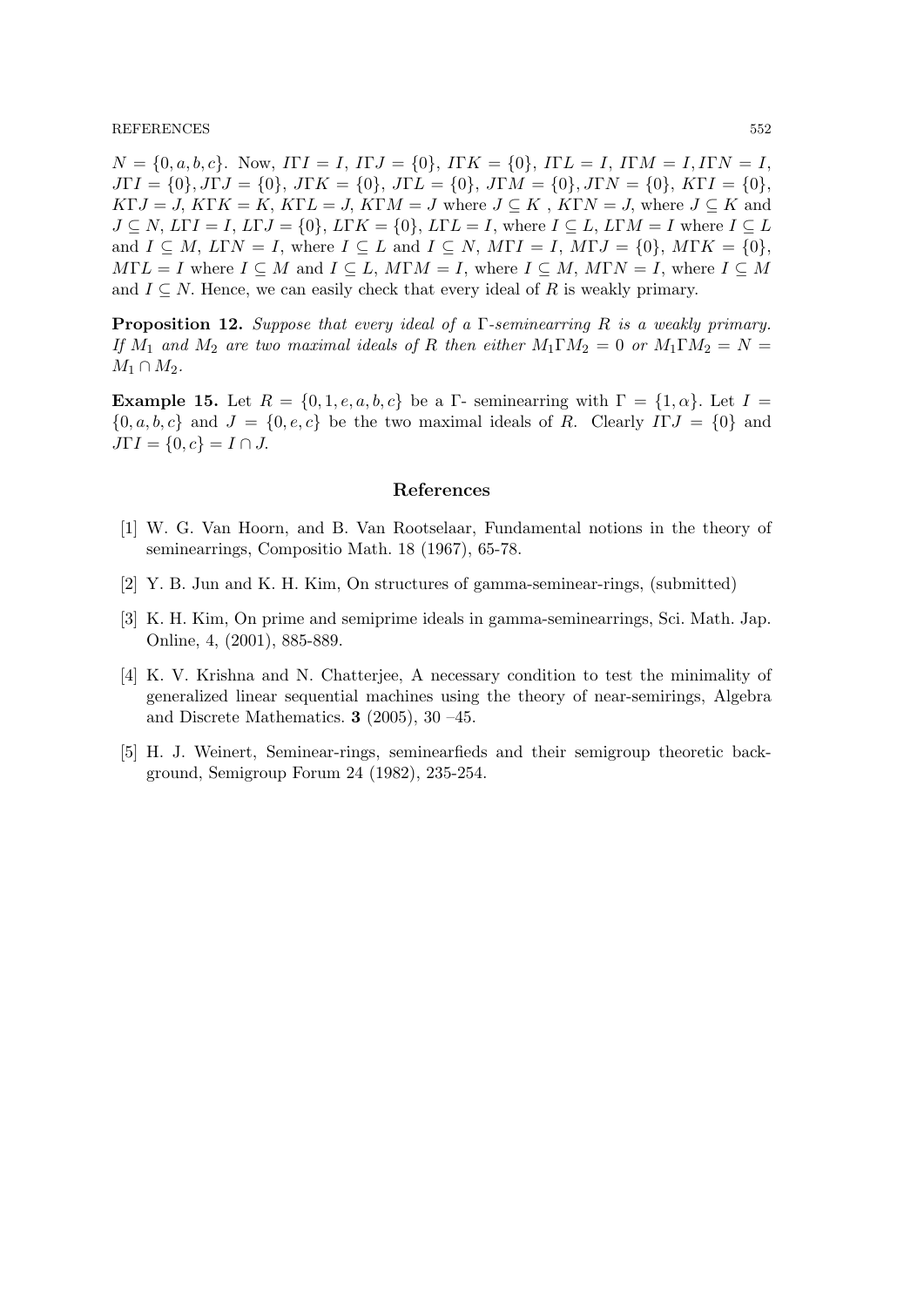$N = \{0, a, b, c\}$. Now, $I\Gamma I = I$, $I\Gamma J = \{0\}$, $I\Gamma K = \{0\}$, $I\Gamma L = I$, $I\Gamma M = I$, $I\Gamma N = I$, $J\Gamma I = \{0\}$, $J\Gamma J = \{0\}$, $J\Gamma K = \{0\}$, $J\Gamma L = \{0\}$, $J\Gamma M = \{0\}$, $J\Gamma N = \{0\}$, $K\Gamma I = \{0\}$, $K\Gamma J = J$, $K\Gamma K = K$, $K\Gamma L = J$, $K\Gamma M = J$ where $J \subseteq K$ , $K\Gamma N = J$, where $J \subseteq K$ and $J \subseteq N$, $L\Gamma I = I$, $L\Gamma J = \{0\}$, $L\Gamma K = \{0\}$, $L\Gamma L = I$, where $I \subseteq L$, $L\Gamma M = I$ where $I \subseteq L$ and $I \subseteq M$, $L\Gamma N = I$, where $I \subseteq L$ and $I \subseteq N$, $M\Gamma I = I$, $M\Gamma J = \{0\}$, $M\Gamma K = \{0\}$, $M\Gamma L = I$ where $I \subseteq M$ and $I \subseteq L$, $M\Gamma M = I$, where $I \subseteq M$, $M\Gamma N = I$, where $I \subseteq M$ and $I \subseteq N$. Hence, we can easily check that every ideal of $R$ is weakly primary.

**Proposition 12.** *Suppose that every ideal of a $\Gamma$-seminearring $R$ is a weakly primary. If $M_1$ and $M_2$ are two maximal ideals of $R$ then either $M_1\Gamma M_2 = 0$ or $M_1\Gamma M_2 = N = M_1 \cap M_2$.*

**Example 15.** Let $R = \{0, 1, e, a, b, c\}$ be a $\Gamma$- seminearring with $\Gamma = \{1, \alpha\}$. Let $I = \{0, a, b, c\}$ and $J = \{0, e, c\}$ be the two maximal ideals of $R$. Clearly $I\Gamma J = \{0\}$ and $J\Gamma I = \{0, c\} = I \cap J$.

## References

[1] W. G. Van Hoorn, and B. Van Rootselaar, Fundamental notions in the theory of seminearrings, Compositio Math. 18 (1967), 65-78.

[2] Y. B. Jun and K. H. Kim, On structures of gamma-seminear-rings, (submitted)

[3] K. H. Kim, On prime and semiprime ideals in gamma-seminearrings, Sci. Math. Jap. Online, 4, (2001), 885-889.

[4] K. V. Krishna and N. Chatterjee, A necessary condition to test the minimality of generalized linear sequential machines using the theory of near-semirings, Algebra and Discrete Mathematics. **3** (2005), 30 –45.

[5] H. J. Weinert, Seminear-rings, seminearfieds and their semigroup theoretic background, Semigroup Forum 24 (1982), 235-254.